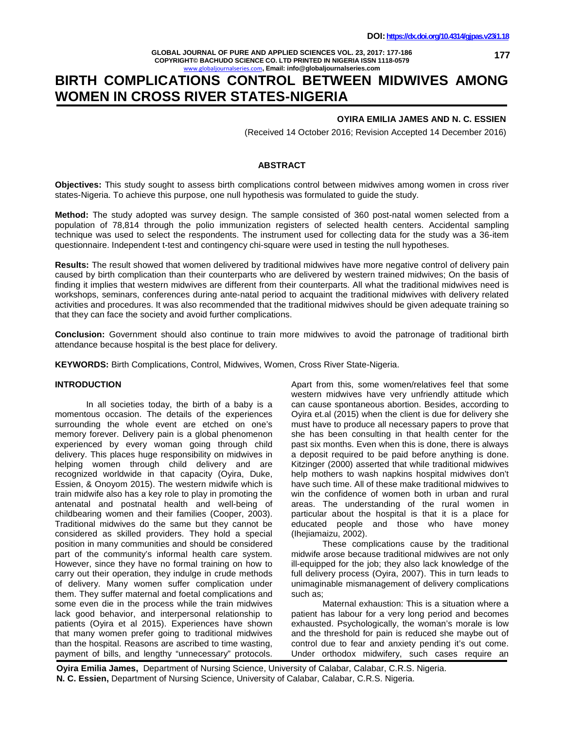# BIRTH COMPLICATIONS CONTROL BETWEEN MIDWIVES AMONG WOMEN IN CROSS RIVER STATES-NIGERIA

**OYIRA EMILIA JAMES AND N. C. ESSIEN**

(Received 14 October 2016; Revision Accepted 14 December 2016)

## ABSTRACT

**Objectives:** This study sought to assess birth complications control between midwives among women in cross river states-Nigeria. To achieve this purpose, one null hypothesis was formulated to guide the study.

**Method:** The study adopted was survey design. The sample consisted of 360 post-natal women selected from a population of 78,814 through the polio immunization registers of selected health centers. Accidental sampling technique was used to select the respondents. The instrument used for collecting data for the study was a 36-item questionnaire. Independent t-test and contingency chi-square were used in testing the null hypotheses.

**Results:** The result showed that women delivered by traditional midwives have more negative control of delivery pain caused by birth complication than their counterparts who are delivered by western trained midwives; On the basis of finding it implies that western midwives are different from their counterparts. All what the traditional midwives need is workshops, seminars, conferences during ante-natal period to acquaint the traditional midwives with delivery related activities and procedures. It was also recommended that the traditional midwives should be given adequate training so that they can face the society and avoid further complications.

**Conclusion:** Government should also continue to train more midwives to avoid the patronage of traditional birth attendance because hospital is the best place for delivery.

**KEYWORDS:** Birth Complications, Control, Midwives, Women, Cross River State-Nigeria.

## INTRODUCTION

In all societies today, the birth of a baby is a momentous occasion. The details of the experiences surrounding the whole event are etched on one's memory forever. Delivery pain is a global phenomenon experienced by every woman going through child delivery. This places huge responsibility on midwives in helping women through child delivery and are recognized worldwide in that capacity (Oyira, Duke, Essien, & Onoyom 2015). The western midwife which is train midwife also has a key role to play in promoting the antenatal and postnatal health and well-being of childbearing women and their families (Cooper, 2003). Traditional midwives do the same but they cannot be considered as skilled providers. They hold a special position in many communities and should be considered part of the community's informal health care system. However, since they have no formal training on how to carry out their operation, they indulge in crude methods of delivery. Many women suffer complication under them. They suffer maternal and foetal complications and some even die in the process while the train midwives lack good behavior, and interpersonal relationship to patients (Oyira et al 2015). Experiences have shown that many women prefer going to traditional midwives than the hospital. Reasons are ascribed to time wasting, payment of bills, and lengthy "unnecessary" protocols. Apart from this, some women/relatives feel that some western midwives have very unfriendly attitude which can cause spontaneous abortion. Besides, according to Oyira et.al (2015) when the client is due for delivery she must have to produce all necessary papers to prove that she has been consulting in that health center for the past six months. Even when this is done, there is always a deposit required to be paid before anything is done. Kitzinger (2000) asserted that while traditional midwives help mothers to wash napkins hospital midwives don't have such time. All of these make traditional midwives to win the confidence of women both in urban and rural areas. The understanding of the rural women in particular about the hospital is that it is a place for educated people and those who have money (Ihejiamaizu, 2002).

These complications cause by the traditional midwife arose because traditional midwives are not only ill-equipped for the job; they also lack knowledge of the full delivery process (Oyira, 2007). This in turn leads to unimaginable mismanagement of delivery complications such as;

Maternal exhaustion: This is a situation where a patient has labour for a very long period and becomes exhausted. Psychologically, the woman's morale is low and the threshold for pain is reduced she maybe out of control due to fear and anxiety pending it's out come. Under orthodox midwifery, such cases require an

**Oyira Emilia James,** Department of Nursing Science, University of Calabar, Calabar, C.R.S. Nigeria.
**N. C. Essien,** Department of Nursing Science, University of Calabar, Calabar, C.R.S. Nigeria.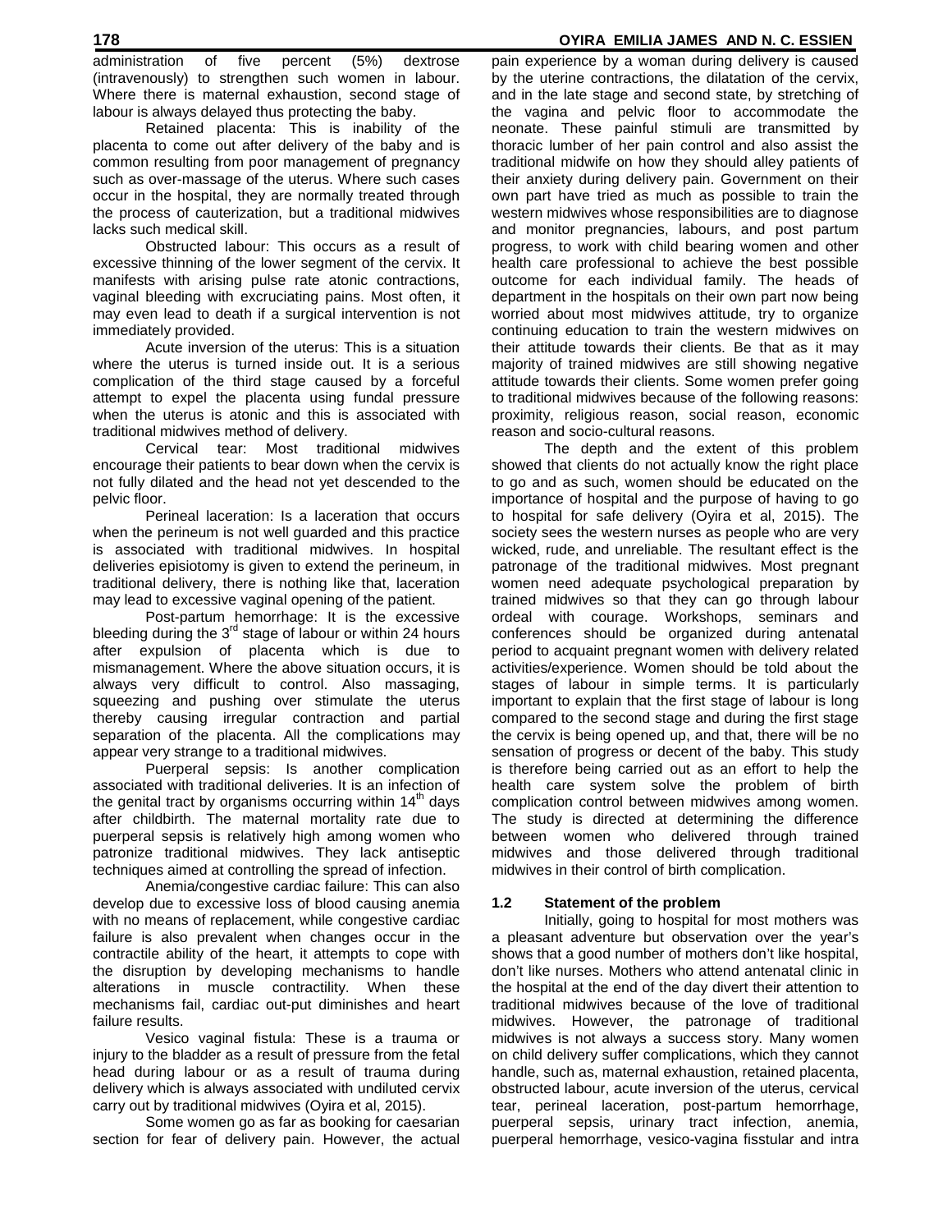administration of five percent (5%) dextrose (intravenously) to strengthen such women in labour. Where there is maternal exhaustion, second stage of labour is always delayed thus protecting the baby.

Retained placenta: This is inability of the placenta to come out after delivery of the baby and is common resulting from poor management of pregnancy such as over-massage of the uterus. Where such cases occur in the hospital, they are normally treated through the process of cauterization, but a traditional midwives lacks such medical skill.

Obstructed labour: This occurs as a result of excessive thinning of the lower segment of the cervix. It manifests with arising pulse rate atonic contractions, vaginal bleeding with excruciating pains. Most often, it may even lead to death if a surgical intervention is not immediately provided.

Acute inversion of the uterus: This is a situation where the uterus is turned inside out. It is a serious complication of the third stage caused by a forceful attempt to expel the placenta using fundal pressure when the uterus is atonic and this is associated with traditional midwives method of delivery.

Cervical tear: Most traditional midwives encourage their patients to bear down when the cervix is not fully dilated and the head not yet descended to the pelvic floor.

Perineal laceration: Is a laceration that occurs when the perineum is not well guarded and this practice is associated with traditional midwives. In hospital deliveries episiotomy is given to extend the perineum, in traditional delivery, there is nothing like that, laceration may lead to excessive vaginal opening of the patient.

Post-partum hemorrhage: It is the excessive bleeding during the 3rd stage of labour or within 24 hours after expulsion of placenta which is due to mismanagement. Where the above situation occurs, it is always very difficult to control. Also massaging, squeezing and pushing over stimulate the uterus thereby causing irregular contraction and partial separation of the placenta. All the complications may appear very strange to a traditional midwives.

Puerperal sepsis: Is another complication associated with traditional deliveries. It is an infection of the genital tract by organisms occurring within 14th days after childbirth. The maternal mortality rate due to puerperal sepsis is relatively high among women who patronize traditional midwives. They lack antiseptic techniques aimed at controlling the spread of infection.

Anemia/congestive cardiac failure: This can also develop due to excessive loss of blood causing anemia with no means of replacement, while congestive cardiac failure is also prevalent when changes occur in the contractile ability of the heart, it attempts to cope with the disruption by developing mechanisms to handle alterations in muscle contractility. When these mechanisms fail, cardiac out-put diminishes and heart failure results.

Vesico vaginal fistula: These is a trauma or injury to the bladder as a result of pressure from the fetal head during labour or as a result of trauma during delivery which is always associated with undiluted cervix carry out by traditional midwives (Oyira et al, 2015).

Some women go as far as booking for caesarian section for fear of delivery pain. However, the actual pain experience by a woman during delivery is caused by the uterine contractions, the dilatation of the cervix, and in the late stage and second state, by stretching of the vagina and pelvic floor to accommodate the neonate. These painful stimuli are transmitted by thoracic lumber of her pain control and also assist the traditional midwife on how they should alley patients of their anxiety during delivery pain. Government on their own part have tried as much as possible to train the western midwives whose responsibilities are to diagnose and monitor pregnancies, labours, and post partum progress, to work with child bearing women and other health care professional to achieve the best possible outcome for each individual family. The heads of department in the hospitals on their own part now being worried about most midwives attitude, try to organize continuing education to train the western midwives on their attitude towards their clients. Be that as it may majority of trained midwives are still showing negative attitude towards their clients. Some women prefer going to traditional midwives because of the following reasons: proximity, religious reason, social reason, economic reason and socio-cultural reasons.

The depth and the extent of this problem showed that clients do not actually know the right place to go and as such, women should be educated on the importance of hospital and the purpose of having to go to hospital for safe delivery (Oyira et al, 2015). The society sees the western nurses as people who are very wicked, rude, and unreliable. The resultant effect is the patronage of the traditional midwives. Most pregnant women need adequate psychological preparation by trained midwives so that they can go through labour ordeal with courage. Workshops, seminars and conferences should be organized during antenatal period to acquaint pregnant women with delivery related activities/experience. Women should be told about the stages of labour in simple terms. It is particularly important to explain that the first stage of labour is long compared to the second stage and during the first stage the cervix is being opened up, and that, there will be no sensation of progress or decent of the baby. This study is therefore being carried out as an effort to help the health care system solve the problem of birth complication control between midwives among women. The study is directed at determining the difference between women who delivered through trained midwives and those delivered through traditional midwives in their control of birth complication.

### 1.2 Statement of the problem

Initially, going to hospital for most mothers was a pleasant adventure but observation over the year's shows that a good number of mothers don't like hospital, don't like nurses. Mothers who attend antenatal clinic in the hospital at the end of the day divert their attention to traditional midwives because of the love of traditional midwives. However, the patronage of traditional midwives is not always a success story. Many women on child delivery suffer complications, which they cannot handle, such as, maternal exhaustion, retained placenta, obstructed labour, acute inversion of the uterus, cervical tear, perineal laceration, post-partum hemorrhage, puerperal sepsis, urinary tract infection, anemia, puerperal hemorrhage, vesico-vagina fisstular and intra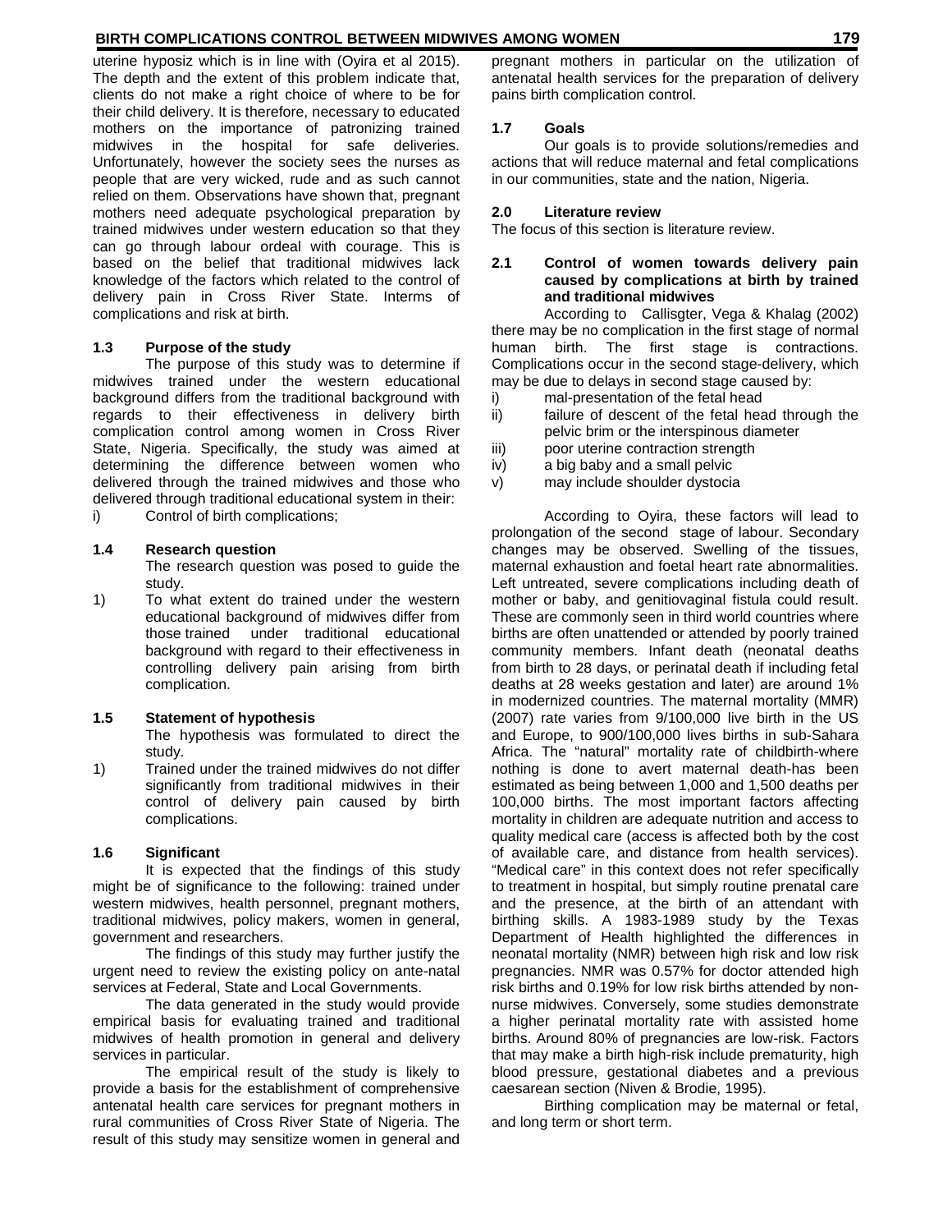uterine hyposiz which is in line with (Oyira et al 2015). The depth and the extent of this problem indicate that, clients do not make a right choice of where to be for their child delivery. It is therefore, necessary to educated mothers on the importance of patronizing trained midwives in the hospital for safe deliveries. Unfortunately, however the society sees the nurses as people that are very wicked, rude and as such cannot relied on them. Observations have shown that, pregnant mothers need adequate psychological preparation by trained midwives under western education so that they can go through labour ordeal with courage. This is based on the belief that traditional midwives lack knowledge of the factors which related to the control of delivery pain in Cross River State. Interms of complications and risk at birth.

### 1.3 Purpose of the study

The purpose of this study was to determine if midwives trained under the western educational background differs from the traditional background with regards to their effectiveness in delivery birth complication control among women in Cross River State, Nigeria. Specifically, the study was aimed at determining the difference between women who delivered through the trained midwives and those who delivered through traditional educational system in their:

i) Control of birth complications;

### 1.4 Research question

The research question was posed to guide the study.

1) To what extent do trained under the western educational background of midwives differ from those trained under traditional educational background with regard to their effectiveness in controlling delivery pain arising from birth complication.

### 1.5 Statement of hypothesis

The hypothesis was formulated to direct the study.

1) Trained under the trained midwives do not differ significantly from traditional midwives in their control of delivery pain caused by birth complications.

### 1.6 Significant

It is expected that the findings of this study might be of significance to the following: trained under western midwives, health personnel, pregnant mothers, traditional midwives, policy makers, women in general, government and researchers.

The findings of this study may further justify the urgent need to review the existing policy on ante-natal services at Federal, State and Local Governments.

The data generated in the study would provide empirical basis for evaluating trained and traditional midwives of health promotion in general and delivery services in particular.

The empirical result of the study is likely to provide a basis for the establishment of comprehensive antenatal health care services for pregnant mothers in rural communities of Cross River State of Nigeria. The result of this study may sensitize women in general and pregnant mothers in particular on the utilization of antenatal health services for the preparation of delivery pains birth complication control.

### 1.7 Goals

Our goals is to provide solutions/remedies and actions that will reduce maternal and fetal complications in our communities, state and the nation, Nigeria.

## 2.0 Literature review

The focus of this section is literature review.

### 2.1 Control of women towards delivery pain caused by complications at birth by trained and traditional midwives

According to Callisgter, Vega & Khalag (2002) there may be no complication in the first stage of normal human birth. The first stage is contractions. Complications occur in the second stage-delivery, which may be due to delays in second stage caused by:

i) mal-presentation of the fetal head
ii) failure of descent of the fetal head through the pelvic brim or the interspinous diameter
iii) poor uterine contraction strength
iv) a big baby and a small pelvic
v) may include shoulder dystocia

According to Oyira, these factors will lead to prolongation of the second stage of labour. Secondary changes may be observed. Swelling of the tissues, maternal exhaustion and foetal heart rate abnormalities. Left untreated, severe complications including death of mother or baby, and genitiovaginal fistula could result. These are commonly seen in third world countries where births are often unattended or attended by poorly trained community members. Infant death (neonatal deaths from birth to 28 days, or perinatal death if including fetal deaths at 28 weeks gestation and later) are around 1% in modernized countries. The maternal mortality (MMR) (2007) rate varies from 9/100,000 live birth in the US and Europe, to 900/100,000 lives births in sub-Sahara Africa. The "natural" mortality rate of childbirth-where nothing is done to avert maternal death-has been estimated as being between 1,000 and 1,500 deaths per 100,000 births. The most important factors affecting mortality in children are adequate nutrition and access to quality medical care (access is affected both by the cost of available care, and distance from health services). "Medical care" in this context does not refer specifically to treatment in hospital, but simply routine prenatal care and the presence, at the birth of an attendant with birthing skills. A 1983-1989 study by the Texas Department of Health highlighted the differences in neonatal mortality (NMR) between high risk and low risk pregnancies. NMR was 0.57% for doctor attended high risk births and 0.19% for low risk births attended by non-nurse midwives. Conversely, some studies demonstrate a higher perinatal mortality rate with assisted home births. Around 80% of pregnancies are low-risk. Factors that may make a birth high-risk include prematurity, high blood pressure, gestational diabetes and a previous caesarean section (Niven & Brodie, 1995).

Birthing complication may be maternal or fetal, and long term or short term.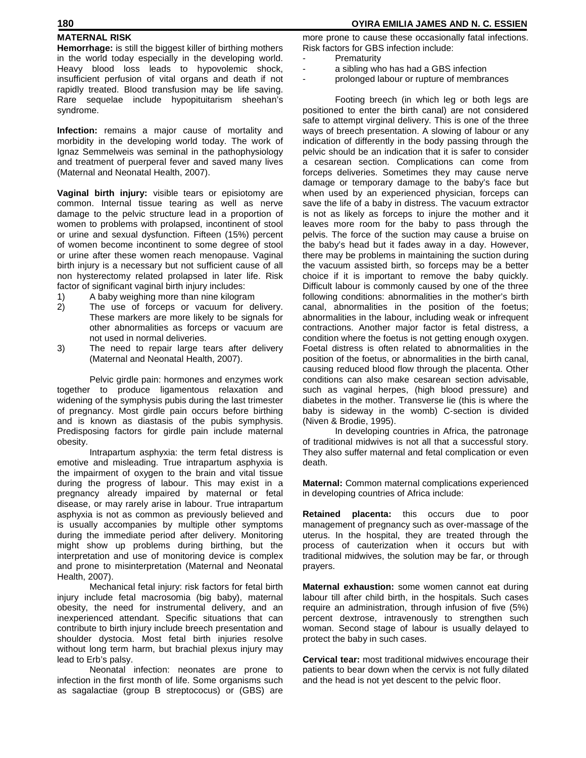## MATERNAL RISK

**Hemorrhage:** is still the biggest killer of birthing mothers in the world today especially in the developing world. Heavy blood loss leads to hypovolemic shock, insufficient perfusion of vital organs and death if not rapidly treated. Blood transfusion may be life saving. Rare sequelae include hypopituitarism sheehan's syndrome.

**Infection:** remains a major cause of mortality and morbidity in the developing world today. The work of Ignaz Semmelweis was seminal in the pathophysiology and treatment of puerperal fever and saved many lives (Maternal and Neonatal Health, 2007).

**Vaginal birth injury:** visible tears or episiotomy are common. Internal tissue tearing as well as nerve damage to the pelvic structure lead in a proportion of women to problems with prolapsed, incontinent of stool or urine and sexual dysfunction. Fifteen (15%) percent of women become incontinent to some degree of stool or urine after these women reach menopause. Vaginal birth injury is a necessary but not sufficient cause of all non hysterectomy related prolapsed in later life. Risk factor of significant vaginal birth injury includes:

1) A baby weighing more than nine kilogram
2) The use of forceps or vacuum for delivery. These markers are more likely to be signals for other abnormalities as forceps or vacuum are not used in normal deliveries.
3) The need to repair large tears after delivery (Maternal and Neonatal Health, 2007).

Pelvic girdle pain: hormones and enzymes work together to produce ligamentous relaxation and widening of the symphysis pubis during the last trimester of pregnancy. Most girdle pain occurs before birthing and is known as diastasis of the pubis symphysis. Predisposing factors for girdle pain include maternal obesity.

Intrapartum asphyxia: the term fetal distress is emotive and misleading. True intrapartum asphyxia is the impairment of oxygen to the brain and vital tissue during the progress of labour. This may exist in a pregnancy already impaired by maternal or fetal disease, or may rarely arise in labour. True intrapartum asphyxia is not as common as previously believed and is usually accompanies by multiple other symptoms during the immediate period after delivery. Monitoring might show up problems during birthing, but the interpretation and use of monitoring device is complex and prone to misinterpretation (Maternal and Neonatal Health, 2007).

Mechanical fetal injury: risk factors for fetal birth injury include fetal macrosomia (big baby), maternal obesity, the need for instrumental delivery, and an inexperienced attendant. Specific situations that can contribute to birth injury include breech presentation and shoulder dystocia. Most fetal birth injuries resolve without long term harm, but brachial plexus injury may lead to Erb's palsy.

Neonatal infection: neonates are prone to infection in the first month of life. Some organisms such as sagalactiae (group B streptococus) or (GBS) are more prone to cause these occasionally fatal infections. Risk factors for GBS infection include:

- Prematurity
- a sibling who has had a GBS infection
- prolonged labour or rupture of membrances

Footing breech (in which leg or both legs are positioned to enter the birth canal) are not considered safe to attempt virginal delivery. This is one of the three ways of breech presentation. A slowing of labour or any indication of differently in the body passing through the pelvic should be an indication that it is safer to consider a cesarean section. Complications can come from forceps deliveries. Sometimes they may cause nerve damage or temporary damage to the baby's face but when used by an experienced physician, forceps can save the life of a baby in distress. The vacuum extractor is not as likely as forceps to injure the mother and it leaves more room for the baby to pass through the pelvis. The force of the suction may cause a bruise on the baby's head but it fades away in a day. However, there may be problems in maintaining the suction during the vacuum assisted birth, so forceps may be a better choice if it is important to remove the baby quickly. Difficult labour is commonly caused by one of the three following conditions: abnormalities in the mother's birth canal, abnormalities in the position of the foetus; abnormalities in the labour, including weak or infrequent contractions. Another major factor is fetal distress, a condition where the foetus is not getting enough oxygen. Foetal distress is often related to abnormalities in the position of the foetus, or abnormalities in the birth canal, causing reduced blood flow through the placenta. Other conditions can also make cesarean section advisable, such as vaginal herpes, (high blood pressure) and diabetes in the mother. Transverse lie (this is where the baby is sideway in the womb) C-section is divided (Niven & Brodie, 1995).

In developing countries in Africa, the patronage of traditional midwives is not all that a successful story. They also suffer maternal and fetal complication or even death.

**Maternal:** Common maternal complications experienced in developing countries of Africa include:

**Retained placenta:** this occurs due to poor management of pregnancy such as over-massage of the uterus. In the hospital, they are treated through the process of cauterization when it occurs but with traditional midwives, the solution may be far, or through prayers.

**Maternal exhaustion:** some women cannot eat during labour till after child birth, in the hospitals. Such cases require an administration, through infusion of five (5%) percent dextrose, intravenously to strengthen such woman. Second stage of labour is usually delayed to protect the baby in such cases.

**Cervical tear:** most traditional midwives encourage their patients to bear down when the cervix is not fully dilated and the head is not yet descent to the pelvic floor.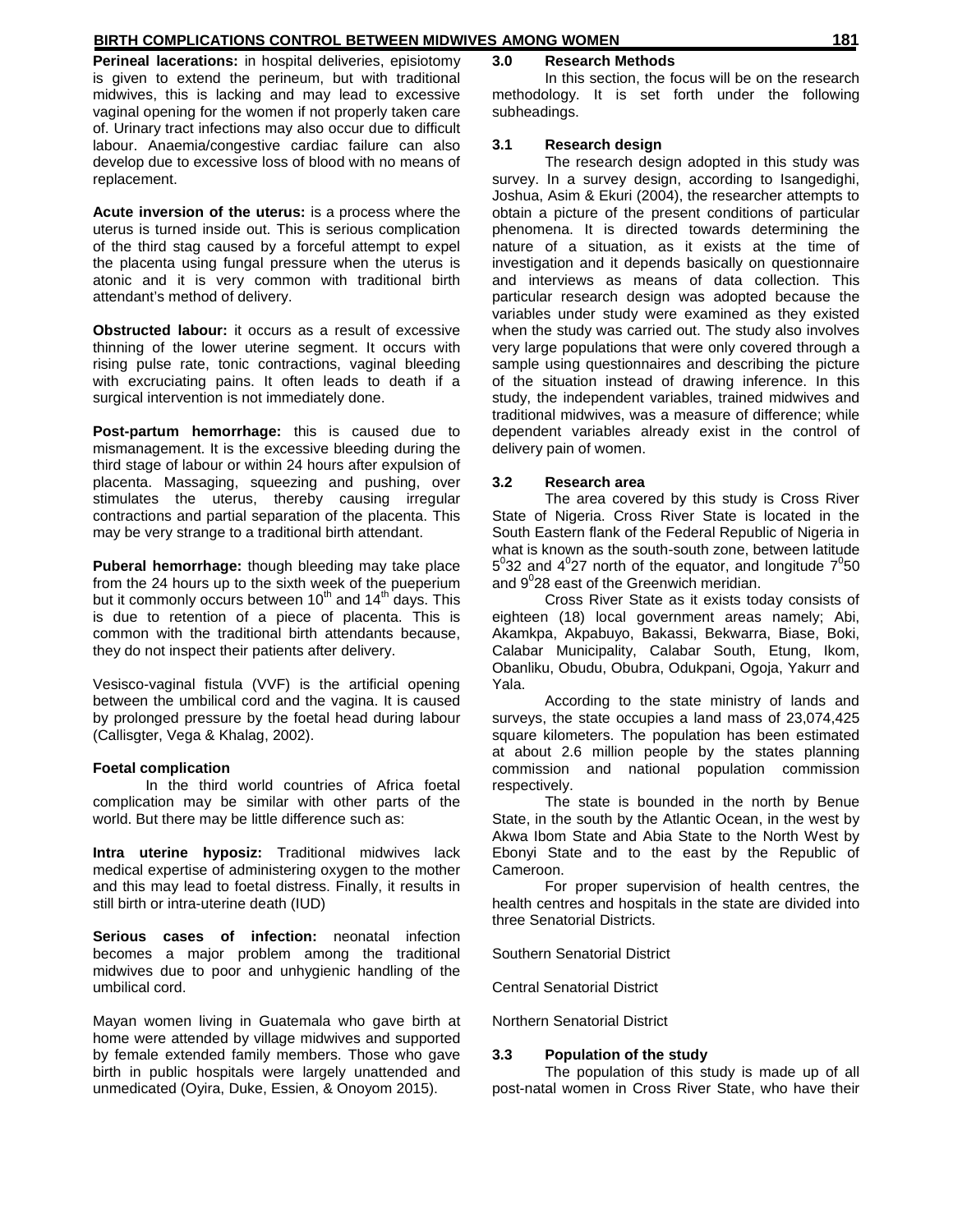**Perineal lacerations:** in hospital deliveries, episiotomy is given to extend the perineum, but with traditional midwives, this is lacking and may lead to excessive vaginal opening for the women if not properly taken care of. Urinary tract infections may also occur due to difficult labour. Anaemia/congestive cardiac failure can also develop due to excessive loss of blood with no means of replacement.

**Acute inversion of the uterus:** is a process where the uterus is turned inside out. This is serious complication of the third stag caused by a forceful attempt to expel the placenta using fungal pressure when the uterus is atonic and it is very common with traditional birth attendant's method of delivery.

**Obstructed labour:** it occurs as a result of excessive thinning of the lower uterine segment. It occurs with rising pulse rate, tonic contractions, vaginal bleeding with excruciating pains. It often leads to death if a surgical intervention is not immediately done.

**Post-partum hemorrhage:** this is caused due to mismanagement. It is the excessive bleeding during the third stage of labour or within 24 hours after expulsion of placenta. Massaging, squeezing and pushing, over stimulates the uterus, thereby causing irregular contractions and partial separation of the placenta. This may be very strange to a traditional birth attendant.

**Puberal hemorrhage:** though bleeding may take place from the 24 hours up to the sixth week of the pueperium but it commonly occurs between 10$^{th}$ and 14$^{th}$ days. This is due to retention of a piece of placenta. This is common with the traditional birth attendants because, they do not inspect their patients after delivery.

Vesisco-vaginal fistula (VVF) is the artificial opening between the umbilical cord and the vagina. It is caused by prolonged pressure by the foetal head during labour (Callisgter, Vega & Khalag, 2002).

**Foetal complication**

In the third world countries of Africa foetal complication may be similar with other parts of the world. But there may be little difference such as:

**Intra uterine hyposiz:** Traditional midwives lack medical expertise of administering oxygen to the mother and this may lead to foetal distress. Finally, it results in still birth or intra-uterine death (IUD)

**Serious cases of infection:** neonatal infection becomes a major problem among the traditional midwives due to poor and unhygienic handling of the umbilical cord.

Mayan women living in Guatemala who gave birth at home were attended by village midwives and supported by female extended family members. Those who gave birth in public hospitals were largely unattended and unmedicated (Oyira, Duke, Essien, & Onoyom 2015).

## 3.0 Research Methods

In this section, the focus will be on the research methodology. It is set forth under the following subheadings.

### 3.1 Research design

The research design adopted in this study was survey. In a survey design, according to Isangedighi, Joshua, Asim & Ekuri (2004), the researcher attempts to obtain a picture of the present conditions of particular phenomena. It is directed towards determining the nature of a situation, as it exists at the time of investigation and it depends basically on questionnaire and interviews as means of data collection. This particular research design was adopted because the variables under study were examined as they existed when the study was carried out. The study also involves very large populations that were only covered through a sample using questionnaires and describing the picture of the situation instead of drawing inference. In this study, the independent variables, trained midwives and traditional midwives, was a measure of difference; while dependent variables already exist in the control of delivery pain of women.

### 3.2 Research area

The area covered by this study is Cross River State of Nigeria. Cross River State is located in the South Eastern flank of the Federal Republic of Nigeria in what is known as the south-south zone, between latitude 5$^0$32 and 4$^0$27 north of the equator, and longitude 7$^0$50 and 9$^0$28 east of the Greenwich meridian.

Cross River State as it exists today consists of eighteen (18) local government areas namely; Abi, Akamkpa, Akpabuyo, Bakassi, Bekwarra, Biase, Boki, Calabar Municipality, Calabar South, Etung, Ikom, Obanliku, Obudu, Obubra, Odukpani, Ogoja, Yakurr and Yala.

According to the state ministry of lands and surveys, the state occupies a land mass of 23,074,425 square kilometers. The population has been estimated at about 2.6 million people by the states planning commission and national population commission respectively.

The state is bounded in the north by Benue State, in the south by the Atlantic Ocean, in the west by Akwa Ibom State and Abia State to the North West by Ebonyi State and to the east by the Republic of Cameroon.

For proper supervision of health centres, the health centres and hospitals in the state are divided into three Senatorial Districts.

Southern Senatorial District

Central Senatorial District

Northern Senatorial District

### 3.3 Population of the study

The population of this study is made up of all post-natal women in Cross River State, who have their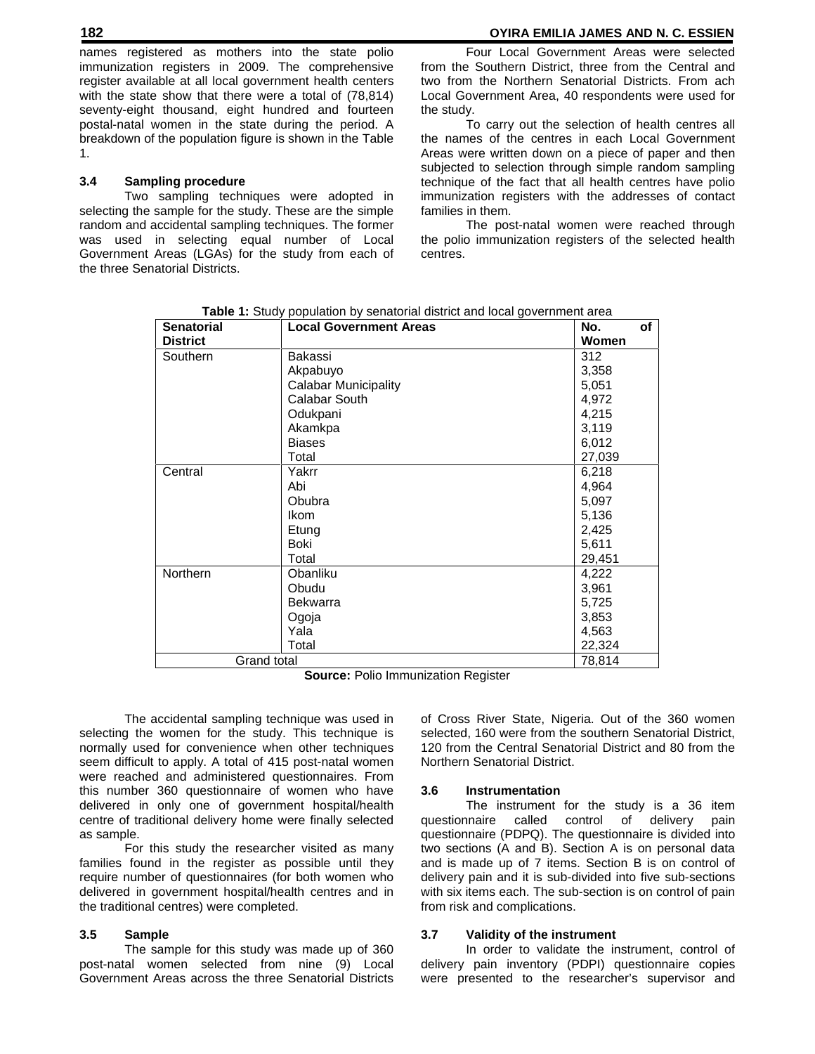names registered as mothers into the state polio immunization registers in 2009. The comprehensive register available at all local government health centers with the state show that there were a total of (78,814) seventy-eight thousand, eight hundred and fourteen postal-natal women in the state during the period. A breakdown of the population figure is shown in the Table 1.

### 3.4 Sampling procedure

Two sampling techniques were adopted in selecting the sample for the study. These are the simple random and accidental sampling techniques. The former was used in selecting equal number of Local Government Areas (LGAs) for the study from each of the three Senatorial Districts.

Four Local Government Areas were selected from the Southern District, three from the Central and two from the Northern Senatorial Districts. From ach Local Government Area, 40 respondents were used for the study.

To carry out the selection of health centres all the names of the centres in each Local Government Areas were written down on a piece of paper and then subjected to selection through simple random sampling technique of the fact that all health centres have polio immunization registers with the addresses of contact families in them.

The post-natal women were reached through the polio immunization registers of the selected health centres.

**Table 1:** Study population by senatorial district and local government area

| Senatorial District | Local Government Areas | No. of Women |
|---|---|---|
| Southern | Bakassi | 312 |
| | Akpabuyo | 3,358 |
| | Calabar Municipality | 5,051 |
| | Calabar South | 4,972 |
| | Odukpani | 4,215 |
| | Akamkpa | 3,119 |
| | Biases | 6,012 |
| | Total | 27,039 |
| Central | Yakrr | 6,218 |
| | Abi | 4,964 |
| | Obubra | 5,097 |
| | Ikom | 5,136 |
| | Etung | 2,425 |
| | Boki | 5,611 |
| | Total | 29,451 |
| Northern | Obanliku | 4,222 |
| | Obudu | 3,961 |
| | Bekwarra | 5,725 |
| | Ogoja | 3,853 |
| | Yala | 4,563 |
| | Total | 22,324 |
| Grand total | | 78,814 |

**Source:** Polio Immunization Register

The accidental sampling technique was used in selecting the women for the study. This technique is normally used for convenience when other techniques seem difficult to apply. A total of 415 post-natal women were reached and administered questionnaires. From this number 360 questionnaire of women who have delivered in only one of government hospital/health centre of traditional delivery home were finally selected as sample.

For this study the researcher visited as many families found in the register as possible until they require number of questionnaires (for both women who delivered in government hospital/health centres and in the traditional centres) were completed.

### 3.5 Sample

The sample for this study was made up of 360 post-natal women selected from nine (9) Local Government Areas across the three Senatorial Districts of Cross River State, Nigeria. Out of the 360 women selected, 160 were from the southern Senatorial District, 120 from the Central Senatorial District and 80 from the Northern Senatorial District.

### 3.6 Instrumentation

The instrument for the study is a 36 item questionnaire called control of delivery pain questionnaire (PDPQ). The questionnaire is divided into two sections (A and B). Section A is on personal data and is made up of 7 items. Section B is on control of delivery pain and it is sub-divided into five sub-sections with six items each. The sub-section is on control of pain from risk and complications.

### 3.7 Validity of the instrument

In order to validate the instrument, control of delivery pain inventory (PDPI) questionnaire copies were presented to the researcher's supervisor and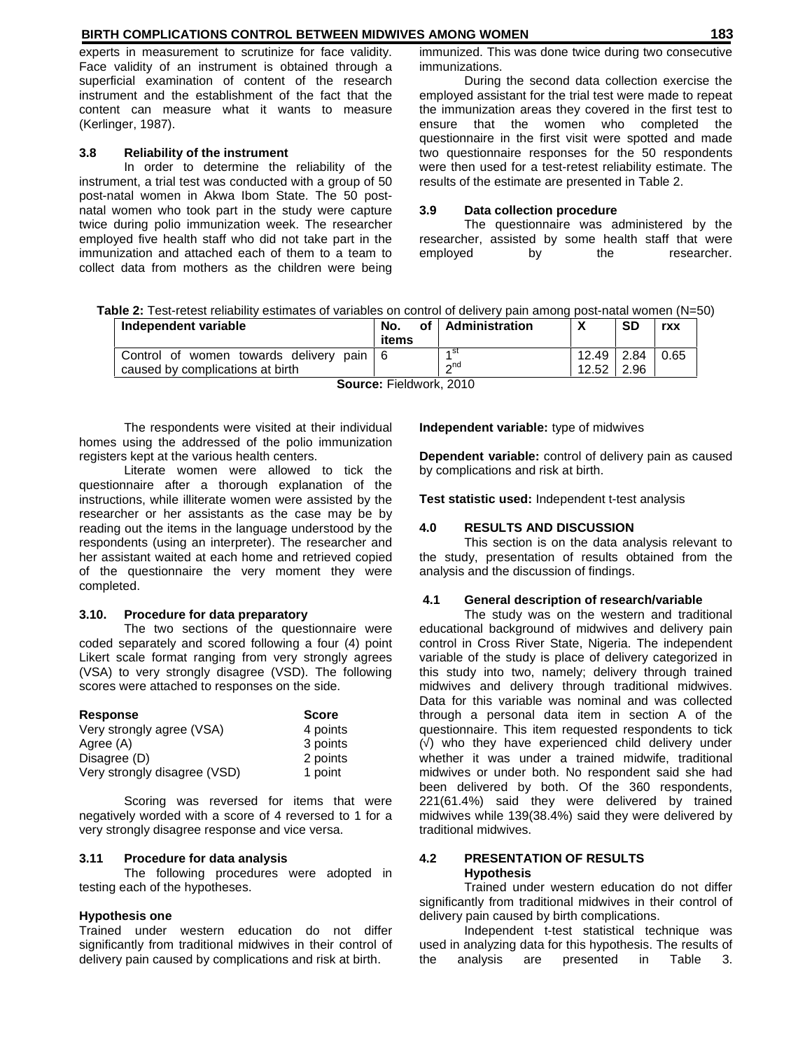experts in measurement to scrutinize for face validity. Face validity of an instrument is obtained through a superficial examination of content of the research instrument and the establishment of the fact that the content can measure what it wants to measure (Kerlinger, 1987).

### 3.8 Reliability of the instrument

In order to determine the reliability of the instrument, a trial test was conducted with a group of 50 post-natal women in Akwa Ibom State. The 50 post-natal women who took part in the study were capture twice during polio immunization week. The researcher employed five health staff who did not take part in the immunization and attached each of them to a team to collect data from mothers as the children were being immunized. This was done twice during two consecutive immunizations.

During the second data collection exercise the employed assistant for the trial test were made to repeat the immunization areas they covered in the first test to ensure that the women who completed the questionnaire in the first visit were spotted and made two questionnaire responses for the 50 respondents were then used for a test-retest reliability estimate. The results of the estimate are presented in Table 2.

### 3.9 Data collection procedure

The questionnaire was administered by the researcher, assisted by some health staff that were employed by the researcher.

**Table 2:** Test-retest reliability estimates of variables on control of delivery pain among post-natal women (N=50)

| Independent variable | No. of items | Administration | X | SD | rxx |
|---|---|---|---|---|---|
| Control of women towards delivery pain caused by complications at birth | 6 | 1st | 12.49 | 2.84 | 0.65 |
| | | 2nd | 12.52 | 2.96 | |

**Source:** Fieldwork, 2010

The respondents were visited at their individual homes using the addressed of the polio immunization registers kept at the various health centers.

Literate women were allowed to tick the questionnaire after a thorough explanation of the instructions, while illiterate women were assisted by the researcher or her assistants as the case may be by reading out the items in the language understood by the respondents (using an interpreter). The researcher and her assistant waited at each home and retrieved copied of the questionnaire the very moment they were completed.

### 3.10. Procedure for data preparatory

The two sections of the questionnaire were coded separately and scored following a four (4) point Likert scale format ranging from very strongly agrees (VSA) to very strongly disagree (VSD). The following scores were attached to responses on the side.

| Response | Score |
|---|---|
| Very strongly agree (VSA) | 4 points |
| Agree (A) | 3 points |
| Disagree (D) | 2 points |
| Very strongly disagree (VSD) | 1 point |

Scoring was reversed for items that were negatively worded with a score of 4 reversed to 1 for a very strongly disagree response and vice versa.

### 3.11 Procedure for data analysis

The following procedures were adopted in testing each of the hypotheses.

**Hypothesis one**

Trained under western education do not differ significantly from traditional midwives in their control of delivery pain caused by complications and risk at birth.

**Independent variable:** type of midwives

**Dependent variable:** control of delivery pain as caused by complications and risk at birth.

**Test statistic used:** Independent t-test analysis

## 4.0 RESULTS AND DISCUSSION

This section is on the data analysis relevant to the study, presentation of results obtained from the analysis and the discussion of findings.

### 4.1 General description of research/variable

The study was on the western and traditional educational background of midwives and delivery pain control in Cross River State, Nigeria. The independent variable of the study is place of delivery categorized in this study into two, namely; delivery through trained midwives and delivery through traditional midwives. Data for this variable was nominal and was collected through a personal data item in section A of the questionnaire. This item requested respondents to tick (√) who they have experienced child delivery under whether it was under a trained midwife, traditional midwives or under both. No respondent said she had been delivered by both. Of the 360 respondents, 221(61.4%) said they were delivered by trained midwives while 139(38.4%) said they were delivered by traditional midwives.

### 4.2 PRESENTATION OF RESULTS

**Hypothesis**

Trained under western education do not differ significantly from traditional midwives in their control of delivery pain caused by birth complications.

Independent t-test statistical technique was used in analyzing data for this hypothesis. The results of the analysis are presented in Table 3.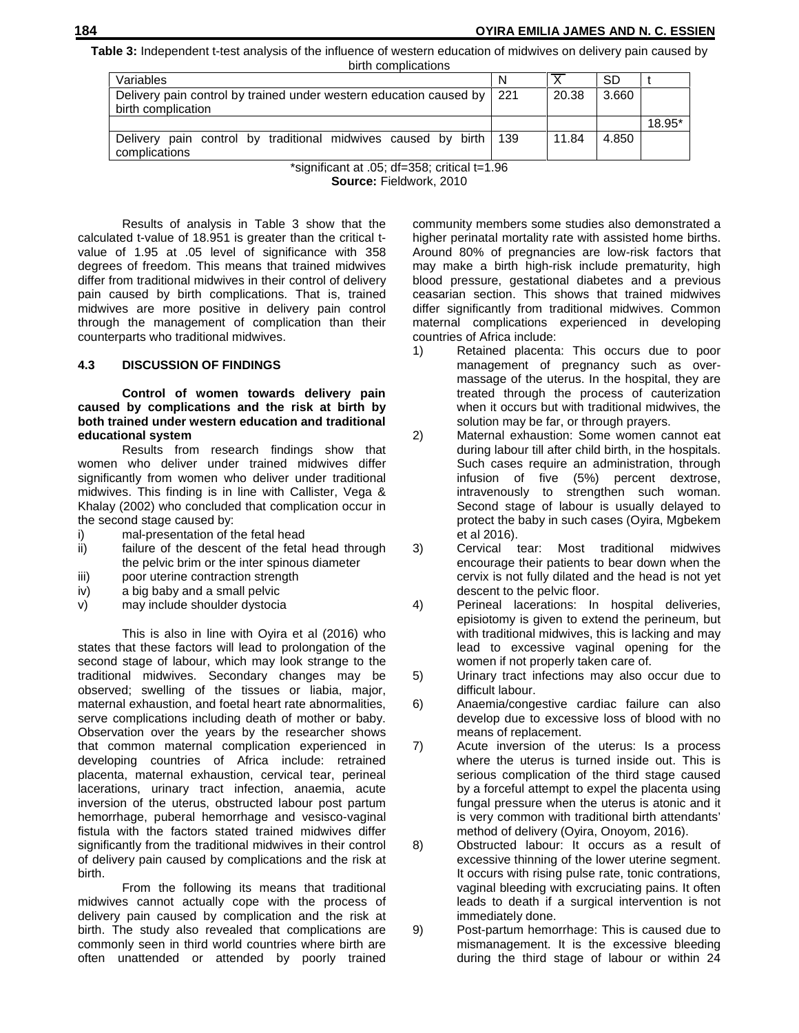**Table 3:** Independent t-test analysis of the influence of western education of midwives on delivery pain caused by birth complications

| Variables | N | $\overline{X}$ | SD | t |
|---|---|---|---|---|
| Delivery pain control by trained under western education caused by birth complication | 221 | 20.38 | 3.660 | |
| | | | | 18.95* |
| Delivery pain control by traditional midwives caused by birth complications | 139 | 11.84 | 4.850 | |

*significant at .05; df=358; critical t=1.96

**Source:** Fieldwork, 2010

Results of analysis in Table 3 show that the calculated t-value of 18.951 is greater than the critical t-value of 1.95 at .05 level of significance with 358 degrees of freedom. This means that trained midwives differ from traditional midwives in their control of delivery pain caused by birth complications. That is, trained midwives are more positive in delivery pain control through the management of complication than their counterparts who traditional midwives.

### 4.3 DISCUSSION OF FINDINGS

**Control of women towards delivery pain caused by complications and the risk at birth by both trained under western education and traditional educational system**

Results from research findings show that women who deliver under trained midwives differ significantly from women who deliver under traditional midwives. This finding is in line with Callister, Vega & Khalay (2002) who concluded that complication occur in the second stage caused by:

i) mal-presentation of the fetal head
ii) failure of the descent of the fetal head through the pelvic brim or the inter spinous diameter
iii) poor uterine contraction strength
iv) a big baby and a small pelvic
v) may include shoulder dystocia

This is also in line with Oyira et al (2016) who states that these factors will lead to prolongation of the second stage of labour, which may look strange to the traditional midwives. Secondary changes may be observed; swelling of the tissues or liabia, major, maternal exhaustion, and foetal heart rate abnormalities, serve complications including death of mother or baby. Observation over the years by the researcher shows that common maternal complication experienced in developing countries of Africa include: retrained placenta, maternal exhaustion, cervical tear, perineal lacerations, urinary tract infection, anaemia, acute inversion of the uterus, obstructed labour post partum hemorrhage, puberal hemorrhage and vesisco-vaginal fistula with the factors stated trained midwives differ significantly from the traditional midwives in their control of delivery pain caused by complications and the risk at birth.

From the following its means that traditional midwives cannot actually cope with the process of delivery pain caused by complication and the risk at birth. The study also revealed that complications are commonly seen in third world countries where birth are often unattended or attended by poorly trained community members some studies also demonstrated a higher perinatal mortality rate with assisted home births. Around 80% of pregnancies are low-risk factors that may make a birth high-risk include prematurity, high blood pressure, gestational diabetes and a previous ceasarian section. This shows that trained midwives differ significantly from traditional midwives. Common maternal complications experienced in developing countries of Africa include:

1) Retained placenta: This occurs due to poor management of pregnancy such as over-massage of the uterus. In the hospital, they are treated through the process of cauterization when it occurs but with traditional midwives, the solution may be far, or through prayers.
2) Maternal exhaustion: Some women cannot eat during labour till after child birth, in the hospitals. Such cases require an administration, through infusion of five (5%) percent dextrose, intravenously to strengthen such woman. Second stage of labour is usually delayed to protect the baby in such cases (Oyira, Mgbekem et al 2016).
3) Cervical tear: Most traditional midwives encourage their patients to bear down when the cervix is not fully dilated and the head is not yet descent to the pelvic floor.
4) Perineal lacerations: In hospital deliveries, episiotomy is given to extend the perineum, but with traditional midwives, this is lacking and may lead to excessive vaginal opening for the women if not properly taken care of.
5) Urinary tract infections may also occur due to difficult labour.
6) Anaemia/congestive cardiac failure can also develop due to excessive loss of blood with no means of replacement.
7) Acute inversion of the uterus: Is a process where the uterus is turned inside out. This is serious complication of the third stage caused by a forceful attempt to expel the placenta using fungal pressure when the uterus is atonic and it is very common with traditional birth attendants' method of delivery (Oyira, Onoyom, 2016).
8) Obstructed labour: It occurs as a result of excessive thinning of the lower uterine segment. It occurs with rising pulse rate, tonic contrations, vaginal bleeding with excruciating pains. It often leads to death if a surgical intervention is not immediately done.
9) Post-partum hemorrhage: This is caused due to mismanagement. It is the excessive bleeding during the third stage of labour or within 24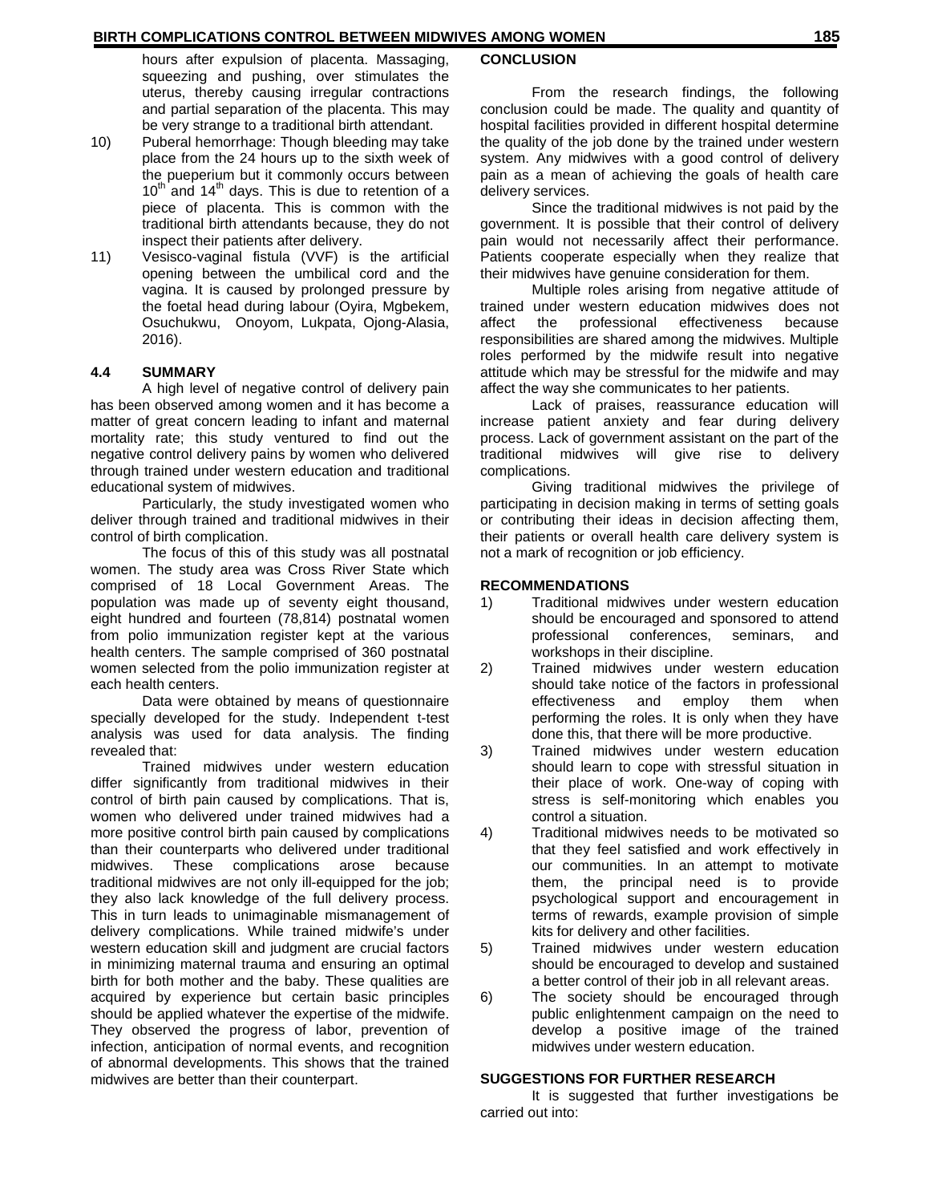hours after expulsion of placenta. Massaging, squeezing and pushing, over stimulates the uterus, thereby causing irregular contractions and partial separation of the placenta. This may be very strange to a traditional birth attendant.

10) Puberal hemorrhage: Though bleeding may take place from the 24 hours up to the sixth week of the pueperium but it commonly occurs between 10th and 14th days. This is due to retention of a piece of placenta. This is common with the traditional birth attendants because, they do not inspect their patients after delivery.
11) Vesisco-vaginal fistula (VVF) is the artificial opening between the umbilical cord and the vagina. It is caused by prolonged pressure by the foetal head during labour (Oyira, Mgbekem, Osuchukwu, Onoyom, Lukpata, Ojong-Alasia, 2016).

## 4.4 SUMMARY

A high level of negative control of delivery pain has been observed among women and it has become a matter of great concern leading to infant and maternal mortality rate; this study ventured to find out the negative control delivery pains by women who delivered through trained under western education and traditional educational system of midwives.

Particularly, the study investigated women who deliver through trained and traditional midwives in their control of birth complication.

The focus of this of this study was all postnatal women. The study area was Cross River State which comprised of 18 Local Government Areas. The population was made up of seventy eight thousand, eight hundred and fourteen (78,814) postnatal women from polio immunization register kept at the various health centers. The sample comprised of 360 postnatal women selected from the polio immunization register at each health centers.

Data were obtained by means of questionnaire specially developed for the study. Independent t-test analysis was used for data analysis. The finding revealed that:

Trained midwives under western education differ significantly from traditional midwives in their control of birth pain caused by complications. That is, women who delivered under trained midwives had a more positive control birth pain caused by complications than their counterparts who delivered under traditional midwives. These complications arose because traditional midwives are not only ill-equipped for the job; they also lack knowledge of the full delivery process. This in turn leads to unimaginable mismanagement of delivery complications. While trained midwife's under western education skill and judgment are crucial factors in minimizing maternal trauma and ensuring an optimal birth for both mother and the baby. These qualities are acquired by experience but certain basic principles should be applied whatever the expertise of the midwife. They observed the progress of labor, prevention of infection, anticipation of normal events, and recognition of abnormal developments. This shows that the trained midwives are better than their counterpart.

## CONCLUSION

From the research findings, the following conclusion could be made. The quality and quantity of hospital facilities provided in different hospital determine the quality of the job done by the trained under western system. Any midwives with a good control of delivery pain as a mean of achieving the goals of health care delivery services.

Since the traditional midwives is not paid by the government. It is possible that their control of delivery pain would not necessarily affect their performance. Patients cooperate especially when they realize that their midwives have genuine consideration for them.

Multiple roles arising from negative attitude of trained under western education midwives does not affect the professional effectiveness because responsibilities are shared among the midwives. Multiple roles performed by the midwife result into negative attitude which may be stressful for the midwife and may affect the way she communicates to her patients.

Lack of praises, reassurance education will increase patient anxiety and fear during delivery process. Lack of government assistant on the part of the traditional midwives will give rise to delivery complications.

Giving traditional midwives the privilege of participating in decision making in terms of setting goals or contributing their ideas in decision affecting them, their patients or overall health care delivery system is not a mark of recognition or job efficiency.

## RECOMMENDATIONS

1) Traditional midwives under western education should be encouraged and sponsored to attend professional conferences, seminars, and workshops in their discipline.
2) Trained midwives under western education should take notice of the factors in professional effectiveness and employ them when performing the roles. It is only when they have done this, that there will be more productive.
3) Trained midwives under western education should learn to cope with stressful situation in their place of work. One-way of coping with stress is self-monitoring which enables you control a situation.
4) Traditional midwives needs to be motivated so that they feel satisfied and work effectively in our communities. In an attempt to motivate them, the principal need is to provide psychological support and encouragement in terms of rewards, example provision of simple kits for delivery and other facilities.
5) Trained midwives under western education should be encouraged to develop and sustained a better control of their job in all relevant areas.
6) The society should be encouraged through public enlightenment campaign on the need to develop a positive image of the trained midwives under western education.

## SUGGESTIONS FOR FURTHER RESEARCH

It is suggested that further investigations be carried out into: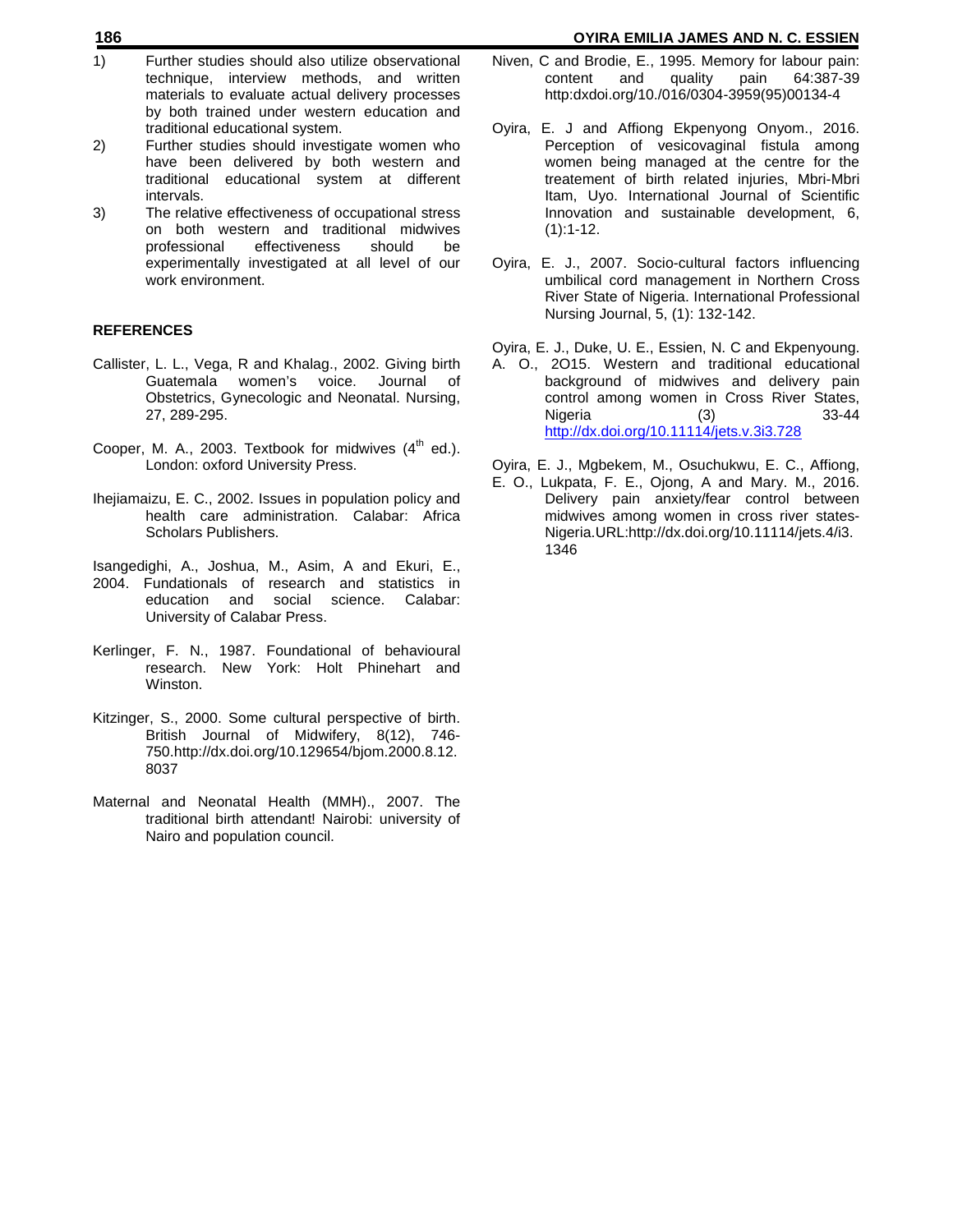1) Further studies should also utilize observational technique, interview methods, and written materials to evaluate actual delivery processes by both trained under western education and traditional educational system.
2) Further studies should investigate women who have been delivered by both western and traditional educational system at different intervals.
3) The relative effectiveness of occupational stress on both western and traditional midwives professional effectiveness should be experimentally investigated at all level of our work environment.

## REFERENCES

Callister, L. L., Vega, R and Khalag., 2002. Giving birth Guatemala women's voice. Journal of Obstetrics, Gynecologic and Neonatal. Nursing, 27, 289-295.

Cooper, M. A., 2003. Textbook for midwives (4th ed.). London: oxford University Press.

Ihejiamaizu, E. C., 2002. Issues in population policy and health care administration. Calabar: Africa Scholars Publishers.

Isangedighi, A., Joshua, M., Asim, A and Ekuri, E., 2004. Fundationals of research and statistics in education and social science. Calabar: University of Calabar Press.

Kerlinger, F. N., 1987. Foundational of behavioural research. New York: Holt Phinehart and Winston.

Kitzinger, S., 2000. Some cultural perspective of birth. British Journal of Midwifery, 8(12), 746-750.http://dx.doi.org/10.129654/bjom.2000.8.12.8037

Maternal and Neonatal Health (MMH)., 2007. The traditional birth attendant! Nairobi: university of Nairo and population council.

Niven, C and Brodie, E., 1995. Memory for labour pain: content and quality pain 64:387-39 http:dxdoi.org/10./016/0304-3959(95)00134-4

Oyira, E. J and Affiong Ekpenyong Onyom., 2016. Perception of vesicovaginal fistula among women being managed at the centre for the treatement of birth related injuries, Mbri-Mbri Itam, Uyo. International Journal of Scientific Innovation and sustainable development, 6, (1):1-12.

Oyira, E. J., 2007. Socio-cultural factors influencing umbilical cord management in Northern Cross River State of Nigeria. International Professional Nursing Journal, 5, (1): 132-142.

Oyira, E. J., Duke, U. E., Essien, N. C and Ekpenyoung. A. O., 2O15. Western and traditional educational background of midwives and delivery pain control among women in Cross River States, Nigeria (3) 33-44 http://dx.doi.org/10.11114/jets.v.3i3.728

Oyira, E. J., Mgbekem, M., Osuchukwu, E. C., Affiong, E. O., Lukpata, F. E., Ojong, A and Mary. M., 2016. Delivery pain anxiety/fear control between midwives among women in cross river states-Nigeria.URL:http://dx.doi.org/10.11114/jets.4/i3.1346